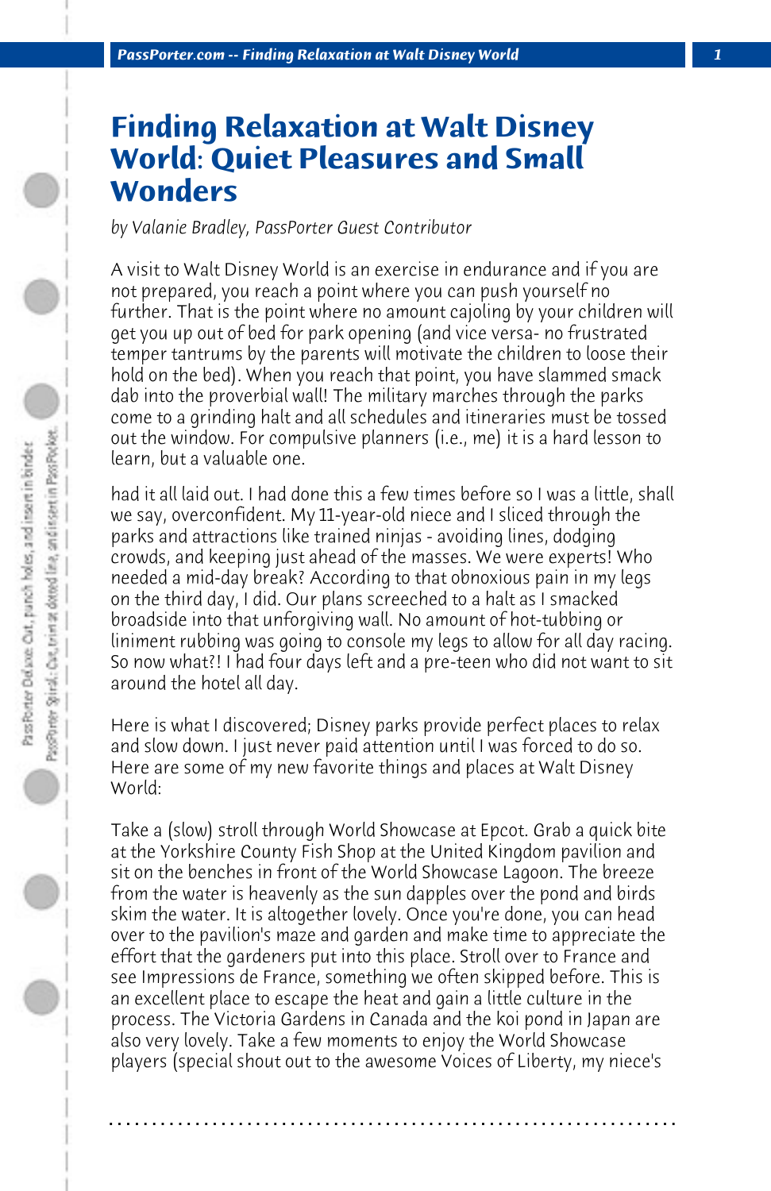# Finding Relaxation at Walt Disney World: Quiet Pleasures and Small Wonders

*by Valanie Bradley, PassPorter Guest Contributor*

A visit to Walt Disney World is an exercise in endurance and if you are not prepared, you reach a point where you can push yourself no further. That is the point where no amount cajoling by your children will get you up out of bed for park opening (and vice versa- no frustrated temper tantrums by the parents will motivate the children to loose their hold on the bed). When you reach that point, you have slammed smack dab into the proverbial wall! The military marches through the parks come to a grinding halt and all schedules and itineraries must be tossed out the window. For compulsive planners (i.e., me) it is a hard lesson to learn, but a valuable one.

had it all laid out. I had done this a few times before so I was a little, shall we say, overconfident. My 11-year-old niece and I sliced through the parks and attractions like trained ninjas - avoiding lines, dodging crowds, and keeping just ahead of the masses. We were experts! Who needed a mid-day break? According to that obnoxious pain in my legs on the third day, I did. Our plans screeched to a halt as I smacked broadside into that unforgiving wall. No amount of hot-tubbing or liniment rubbing was going to console my legs to allow for all day racing. So now what?! I had four days left and a pre-teen who did not want to sit around the hotel all day.

Here is what I discovered; Disney parks provide perfect places to relax and slow down. I just never paid attention until I was forced to do so. Here are some of my new favorite things and places at Walt Disney World:

Take a (slow) stroll through World Showcase at Epcot. Grab a quick bite at the Yorkshire County Fish Shop at the United Kingdom pavilion and sit on the benches in front of the World Showcase Lagoon. The breeze from the water is heavenly as the sun dapples over the pond and birds skim the water. It is altogether lovely. Once you're done, you can head over to the pavilion's maze and garden and make time to appreciate the effort that the gardeners put into this place. Stroll over to France and see Impressions de France, something we often skipped before. This is an excellent place to escape the heat and gain a little culture in the process. The Victoria Gardens in Canada and the koi pond in Japan are also very lovely. Take a few moments to enjoy the World Showcase players (special shout out to the awesome Voices of Liberty, my niece's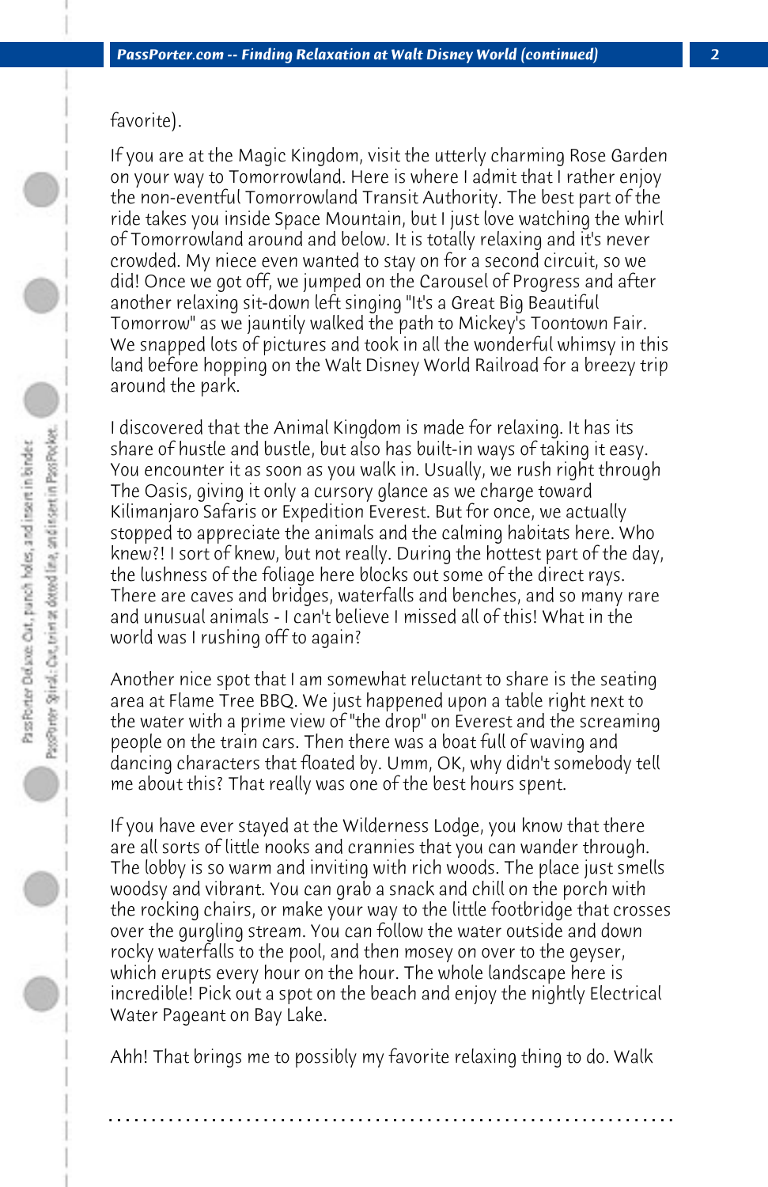favorite).

If you are at the Magic Kingdom, visit the utterly charming Rose Garden on your way to Tomorrowland. Here is where I admit that I rather enjoy the non-eventful Tomorrowland Transit Authority. The best part of the ride takes you inside Space Mountain, but I just love watching the whirl of Tomorrowland around and below. It is totally relaxing and it's never crowded. My niece even wanted to stay on for a second circuit, so we did! Once we got off, we jumped on the Carousel of Progress and after another relaxing sit-down left singing "It's a Great Big Beautiful Tomorrow" as we jauntily walked the path to Mickey's Toontown Fair. We snapped lots of pictures and took in all the wonderful whimsy in this land before hopping on the Walt Disney World Railroad for a breezy trip around the park.

I discovered that the Animal Kingdom is made for relaxing. It has its share of hustle and bustle, but also has built-in ways of taking it easy. You encounter it as soon as you walk in. Usually, we rush right through The Oasis, giving it only a cursory glance as we charge toward Kilimanjaro Safaris or Expedition Everest. But for once, we actually stopped to appreciate the animals and the calming habitats here. Who knew?! I sort of knew, but not really. During the hottest part of the day, the lushness of the foliage here blocks out some of the direct rays. There are caves and bridges, waterfalls and benches, and so many rare and unusual animals - I can't believe I missed all of this! What in the world was I rushing off to again?

Another nice spot that I am somewhat reluctant to share is the seating area at Flame Tree BBQ. We just happened upon a table right next to the water with a prime view of "the drop" on Everest and the screaming people on the train cars. Then there was a boat full of waving and dancing characters that floated by. Umm, OK, why didn't somebody tell me about this? That really was one of the best hours spent.

If you have ever stayed at the Wilderness Lodge, you know that there are all sorts of little nooks and crannies that you can wander through. The lobby is so warm and inviting with rich woods. The place just smells woodsy and vibrant. You can grab a snack and chill on the porch with the rocking chairs, or make your way to the little footbridge that crosses over the gurgling stream. You can follow the water outside and down rocky waterfalls to the pool, and then mosey on over to the geyser, which erupts every hour on the hour. The whole landscape here is incredible! Pick out a spot on the beach and enjoy the nightly Electrical Water Pageant on Bay Lake.

Ahh! That brings me to possibly my favorite relaxing thing to do. Walk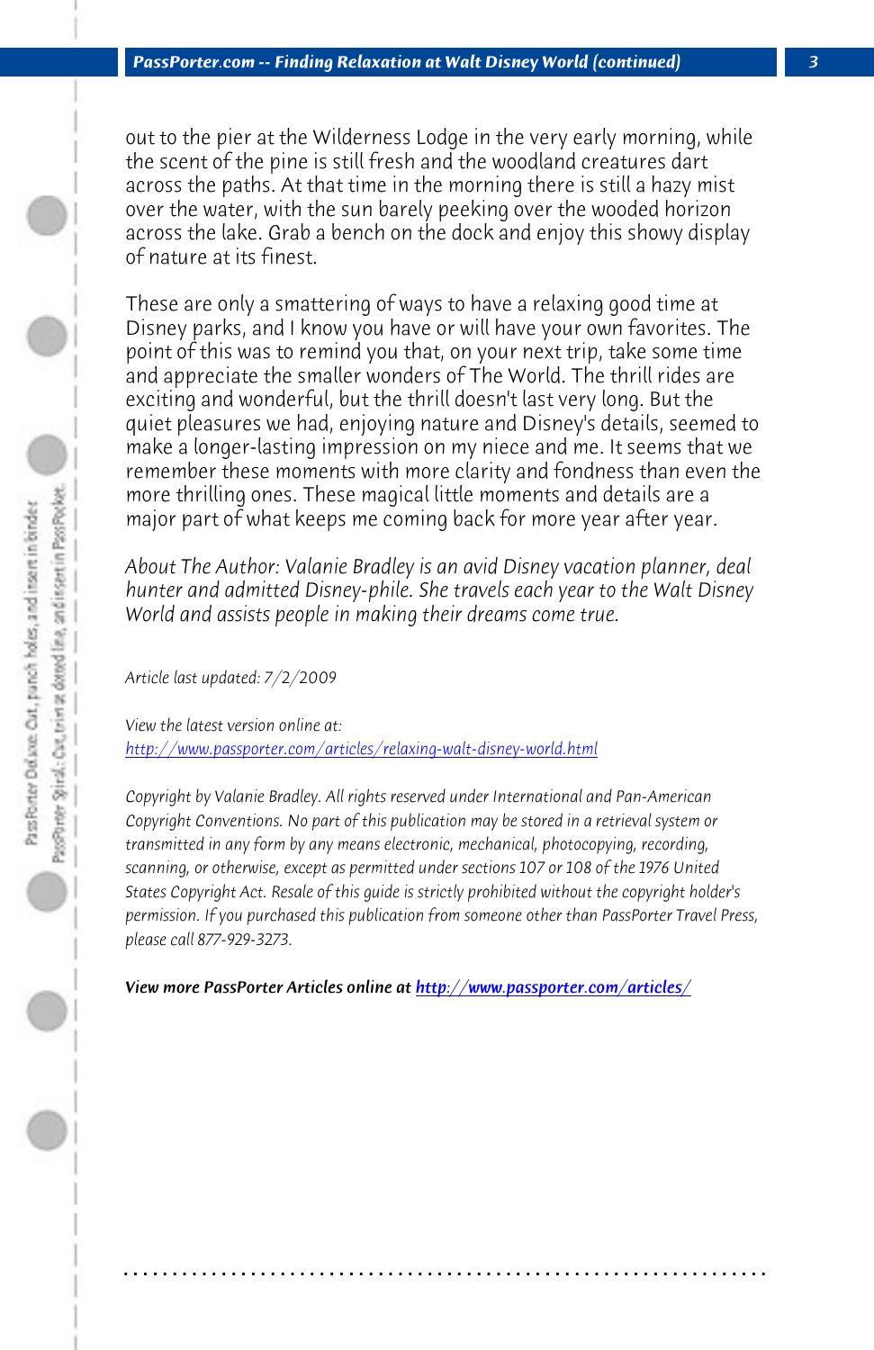out to the pier at the Wilderness Lodge in the very early morning, while the scent of the pine is still fresh and the woodland creatures dart across the paths. At that time in the morning there is still a hazy mist over the water, with the sun barely peeking over the wooded horizon across the lake. Grab a bench on the dock and enjoy this showy display of nature at its finest.

These are only a smattering of ways to have a relaxing good time at Disney parks, and I know you have or will have your own favorites. The point of this was to remind you that, on your next trip, take some time and appreciate the smaller wonders of The World. The thrill rides are exciting and wonderful, but the thrill doesn't last very long. But the quiet pleasures we had, enjoying nature and Disney's details, seemed to make a longer-lasting impression on my niece and me. It seems that we remember these moments with more clarity and fondness than even the more thrilling ones. These magical little moments and details are a major part of what keeps me coming back for more year after year.

*About The Author: Valanie Bradley is an avid Disney vacation planner, deal hunter and admitted Disney-phile. She travels each year to the Walt Disney World and assists people in making their dreams come true.*

*Article last updated: 7/2/2009*

*View the latest version online at:*
*[http://www.passporter.com/articles/relaxing-walt-disney-world.html](http://www.passporter.com/articles/relaxing-walt-disney-world.html)*

*Copyright by Valanie Bradley. All rights reserved under International and Pan-American Copyright Conventions. No part of this publication may be stored in a retrieval system or transmitted in any form by any means electronic, mechanical, photocopying, recording, scanning, or otherwise, except as permitted under sections 107 or 108 of the 1976 United States Copyright Act. Resale of this guide is strictly prohibited without the copyright holder's permission. If you purchased this publication from someone other than PassPorter Travel Press, please call 877-929-3273.*

***View more PassPorter Articles online at [http://www.passporter.com/articles/](http://www.passporter.com/articles/)***